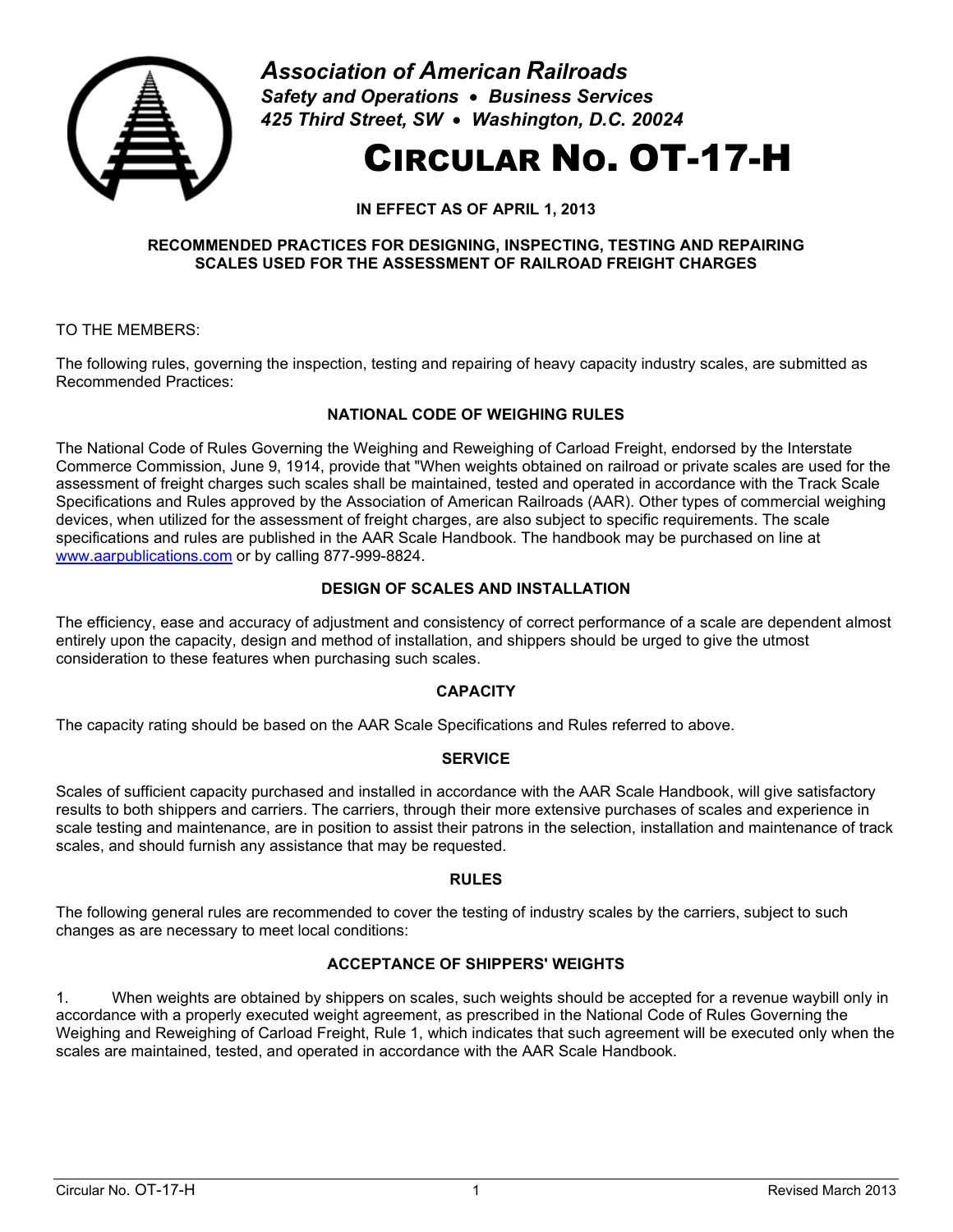**Association of American Railroads**
*Safety and Operations • Business Services*
*425 Third Street, SW • Washington, D.C. 20024*

# CIRCULAR NO. OT-17-H

**IN EFFECT AS OF APRIL 1, 2013**

**RECOMMENDED PRACTICES FOR DESIGNING, INSPECTING, TESTING AND REPAIRING SCALES USED FOR THE ASSESSMENT OF RAILROAD FREIGHT CHARGES**

TO THE MEMBERS:

The following rules, governing the inspection, testing and repairing of heavy capacity industry scales, are submitted as Recommended Practices:

## NATIONAL CODE OF WEIGHING RULES

The National Code of Rules Governing the Weighing and Reweighing of Carload Freight, endorsed by the Interstate Commerce Commission, June 9, 1914, provide that "When weights obtained on railroad or private scales are used for the assessment of freight charges such scales shall be maintained, tested and operated in accordance with the Track Scale Specifications and Rules approved by the Association of American Railroads (AAR). Other types of commercial weighing devices, when utilized for the assessment of freight charges, are also subject to specific requirements. The scale specifications and rules are published in the AAR Scale Handbook. The handbook may be purchased on line at www.aarpublications.com or by calling 877-999-8824.

## DESIGN OF SCALES AND INSTALLATION

The efficiency, ease and accuracy of adjustment and consistency of correct performance of a scale are dependent almost entirely upon the capacity, design and method of installation, and shippers should be urged to give the utmost consideration to these features when purchasing such scales.

## CAPACITY

The capacity rating should be based on the AAR Scale Specifications and Rules referred to above.

## SERVICE

Scales of sufficient capacity purchased and installed in accordance with the AAR Scale Handbook, will give satisfactory results to both shippers and carriers. The carriers, through their more extensive purchases of scales and experience in scale testing and maintenance, are in position to assist their patrons in the selection, installation and maintenance of track scales, and should furnish any assistance that may be requested.

## RULES

The following general rules are recommended to cover the testing of industry scales by the carriers, subject to such changes as are necessary to meet local conditions:

## ACCEPTANCE OF SHIPPERS' WEIGHTS

1. When weights are obtained by shippers on scales, such weights should be accepted for a revenue waybill only in accordance with a properly executed weight agreement, as prescribed in the National Code of Rules Governing the Weighing and Reweighing of Carload Freight, Rule 1, which indicates that such agreement will be executed only when the scales are maintained, tested, and operated in accordance with the AAR Scale Handbook.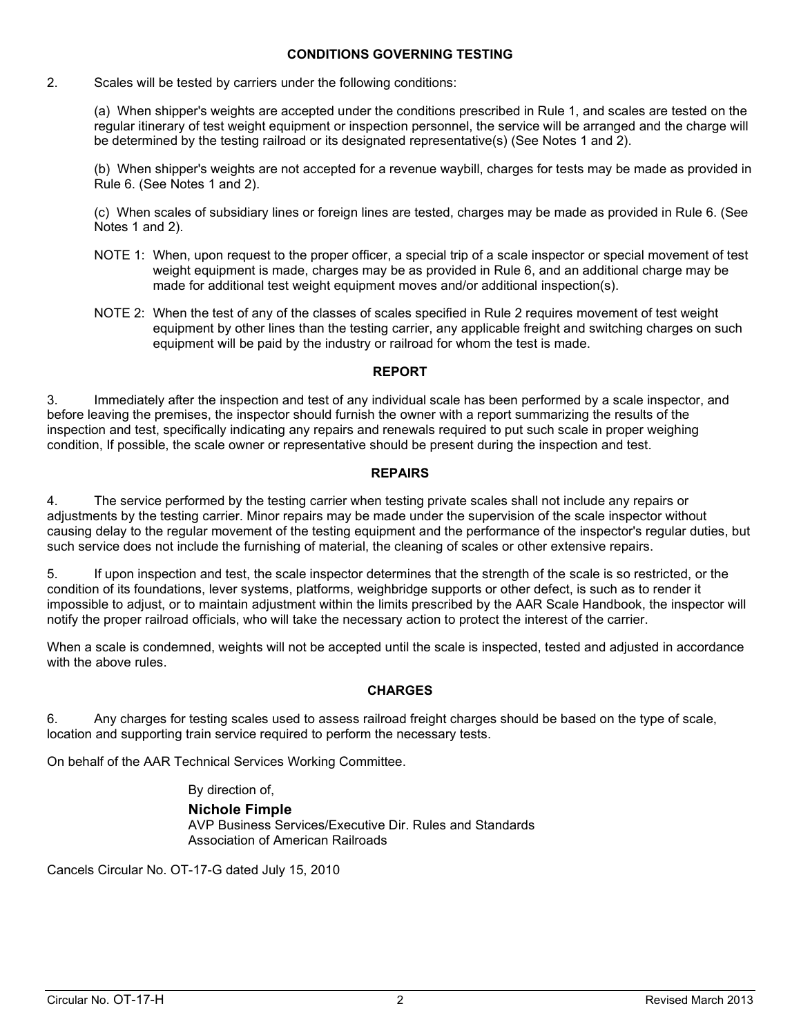## CONDITIONS GOVERNING TESTING

2. Scales will be tested by carriers under the following conditions:

(a) When shipper's weights are accepted under the conditions prescribed in Rule 1, and scales are tested on the regular itinerary of test weight equipment or inspection personnel, the service will be arranged and the charge will be determined by the testing railroad or its designated representative(s) (See Notes 1 and 2).

(b) When shipper's weights are not accepted for a revenue waybill, charges for tests may be made as provided in Rule 6. (See Notes 1 and 2).

(c) When scales of subsidiary lines or foreign lines are tested, charges may be made as provided in Rule 6. (See Notes 1 and 2).

NOTE 1: When, upon request to the proper officer, a special trip of a scale inspector or special movement of test weight equipment is made, charges may be as provided in Rule 6, and an additional charge may be made for additional test weight equipment moves and/or additional inspection(s).

NOTE 2: When the test of any of the classes of scales specified in Rule 2 requires movement of test weight equipment by other lines than the testing carrier, any applicable freight and switching charges on such equipment will be paid by the industry or railroad for whom the test is made.

## REPORT

3. Immediately after the inspection and test of any individual scale has been performed by a scale inspector, and before leaving the premises, the inspector should furnish the owner with a report summarizing the results of the inspection and test, specifically indicating any repairs and renewals required to put such scale in proper weighing condition, If possible, the scale owner or representative should be present during the inspection and test.

## REPAIRS

4. The service performed by the testing carrier when testing private scales shall not include any repairs or adjustments by the testing carrier. Minor repairs may be made under the supervision of the scale inspector without causing delay to the regular movement of the testing equipment and the performance of the inspector's regular duties, but such service does not include the furnishing of material, the cleaning of scales or other extensive repairs.

5. If upon inspection and test, the scale inspector determines that the strength of the scale is so restricted, or the condition of its foundations, lever systems, platforms, weighbridge supports or other defect, is such as to render it impossible to adjust, or to maintain adjustment within the limits prescribed by the AAR Scale Handbook, the inspector will notify the proper railroad officials, who will take the necessary action to protect the interest of the carrier.

When a scale is condemned, weights will not be accepted until the scale is inspected, tested and adjusted in accordance with the above rules.

## CHARGES

6. Any charges for testing scales used to assess railroad freight charges should be based on the type of scale, location and supporting train service required to perform the necessary tests.

On behalf of the AAR Technical Services Working Committee.

By direction of,

**Nichole Fimple**
AVP Business Services/Executive Dir. Rules and Standards
Association of American Railroads

Cancels Circular No. OT-17-G dated July 15, 2010